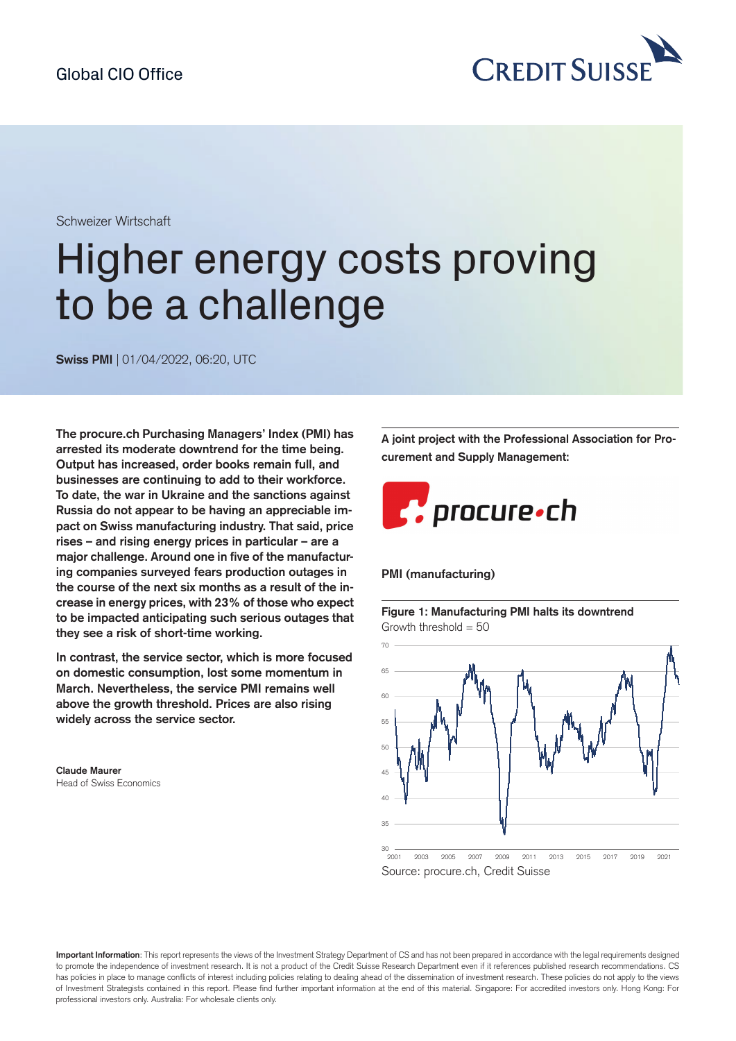Global CIO Office

Schweizer Wirtschaft

# Higher energy costs proving to be a challenge

**Swiss PMI** | 01/04/2022, 06:20, UTC

**The procure.ch Purchasing Managers' Index (PMI) has arrested its moderate downtrend for the time being. Output has increased, order books remain full, and businesses are continuing to add to their workforce. To date, the war in Ukraine and the sanctions against Russia do not appear to be having an appreciable impact on Swiss manufacturing industry. That said, price rises – and rising energy prices in particular – are a major challenge. Around one in five of the manufacturing companies surveyed fears production outages in the course of the next six months as a result of the increase in energy prices, with 23% of those who expect to be impacted anticipating such serious outages that they see a risk of short-time working.**

**In contrast, the service sector, which is more focused on domestic consumption, lost some momentum in March. Nevertheless, the service PMI remains well above the growth threshold. Prices are also rising widely across the service sector.**

**Claude Maurer**
Head of Swiss Economics

**A joint project with the Professional Association for Procurement and Supply Management:**

procure.ch

**PMI (manufacturing)**

**Figure 1: Manufacturing PMI halts its downtrend**
Growth threshold = 50

Source: procure.ch, Credit Suisse

**Important Information**: This report represents the views of the Investment Strategy Department of CS and has not been prepared in accordance with the legal requirements designed to promote the independence of investment research. It is not a product of the Credit Suisse Research Department even if it references published research recommendations. CS has policies in place to manage conflicts of interest including policies relating to dealing ahead of the dissemination of investment research. These policies do not apply to the views of Investment Strategists contained in this report. Please find further important information at the end of this material. Singapore: For accredited investors only. Hong Kong: For professional investors only. Australia: For wholesale clients only.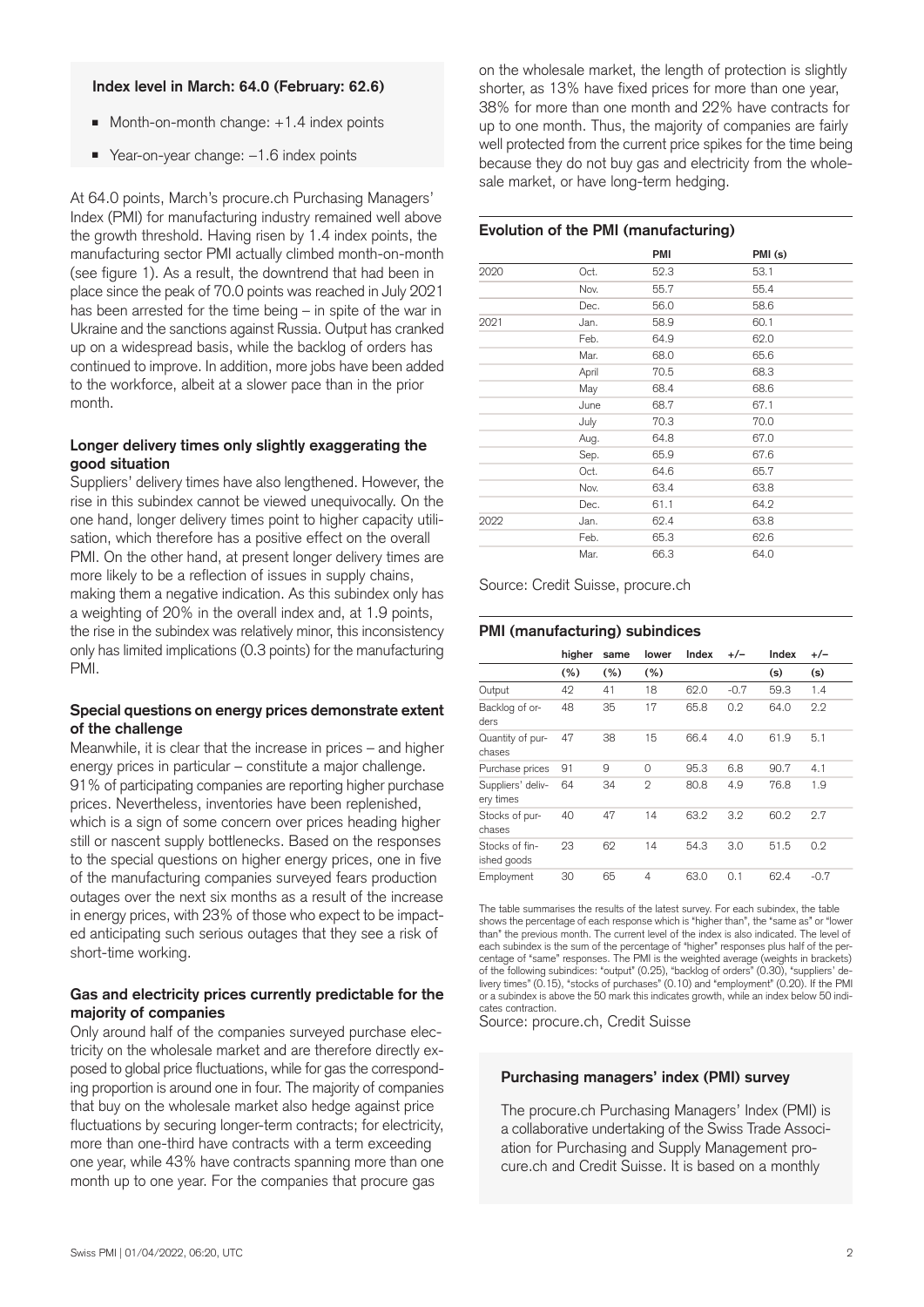**Index level in March: 64.0 (February: 62.6)**

- Month-on-month change: +1.4 index points
- Year-on-year change: –1.6 index points

At 64.0 points, March's procure.ch Purchasing Managers' Index (PMI) for manufacturing industry remained well above the growth threshold. Having risen by 1.4 index points, the manufacturing sector PMI actually climbed month-on-month (see figure 1). As a result, the downtrend that had been in place since the peak of 70.0 points was reached in July 2021 has been arrested for the time being – in spite of the war in Ukraine and the sanctions against Russia. Output has cranked up on a widespread basis, while the backlog of orders has continued to improve. In addition, more jobs have been added to the workforce, albeit at a slower pace than in the prior month.

### Longer delivery times only slightly exaggerating the good situation

Suppliers' delivery times have also lengthened. However, the rise in this subindex cannot be viewed unequivocally. On the one hand, longer delivery times point to higher capacity utilisation, which therefore has a positive effect on the overall PMI. On the other hand, at present longer delivery times are more likely to be a reflection of issues in supply chains, making them a negative indication. As this subindex only has a weighting of 20% in the overall index and, at 1.9 points, the rise in the subindex was relatively minor, this inconsistency only has limited implications (0.3 points) for the manufacturing PMI.

### Special questions on energy prices demonstrate extent of the challenge

Meanwhile, it is clear that the increase in prices – and higher energy prices in particular – constitute a major challenge. 91% of participating companies are reporting higher purchase prices. Nevertheless, inventories have been replenished, which is a sign of some concern over prices heading higher still or nascent supply bottlenecks. Based on the responses to the special questions on higher energy prices, one in five of the manufacturing companies surveyed fears production outages over the next six months as a result of the increase in energy prices, with 23% of those who expect to be impacted anticipating such serious outages that they see a risk of short-time working.

### Gas and electricity prices currently predictable for the majority of companies

Only around half of the companies surveyed purchase electricity on the wholesale market and are therefore directly exposed to global price fluctuations, while for gas the corresponding proportion is around one in four. The majority of companies that buy on the wholesale market also hedge against price fluctuations by securing longer-term contracts; for electricity, more than one-third have contracts with a term exceeding one year, while 43% have contracts spanning more than one month up to one year. For the companies that procure gas on the wholesale market, the length of protection is slightly shorter, as 13% have fixed prices for more than one year, 38% for more than one month and 22% have contracts for up to one month. Thus, the majority of companies are fairly well protected from the current price spikes for the time being because they do not buy gas and electricity from the wholesale market, or have long-term hedging.

**Evolution of the PMI (manufacturing)**

| | | PMI | PMI (s) |
|---|---|---|---|
| 2020 | Oct. | 52.3 | 53.1 |
| | Nov. | 55.7 | 55.4 |
| | Dec. | 56.0 | 58.6 |
| 2021 | Jan. | 58.9 | 60.1 |
| | Feb. | 64.9 | 62.0 |
| | Mar. | 68.0 | 65.6 |
| | April | 70.5 | 68.3 |
| | May | 68.4 | 68.6 |
| | June | 68.7 | 67.1 |
| | July | 70.3 | 70.0 |
| | Aug. | 64.8 | 67.0 |
| | Sep. | 65.9 | 67.6 |
| | Oct. | 64.6 | 65.7 |
| | Nov. | 63.4 | 63.8 |
| | Dec. | 61.1 | 64.2 |
| 2022 | Jan. | 62.4 | 63.8 |
| | Feb. | 65.3 | 62.6 |
| | Mar. | 66.3 | 64.0 |

Source: Credit Suisse, procure.ch

**PMI (manufacturing) subindices**

| | higher (%) | same (%) | lower (%) | Index | +/– | Index (s) | +/– (s) |
|---|---|---|---|---|---|---|---|
| Output | 42 | 41 | 18 | 62.0 | -0.7 | 59.3 | 1.4 |
| Backlog of orders | 48 | 35 | 17 | 65.8 | 0.2 | 64.0 | 2.2 |
| Quantity of purchases | 47 | 38 | 15 | 66.4 | 4.0 | 61.9 | 5.1 |
| Purchase prices | 91 | 9 | 0 | 95.3 | 6.8 | 90.7 | 4.1 |
| Suppliers' delivery times | 64 | 34 | 2 | 80.8 | 4.9 | 76.8 | 1.9 |
| Stocks of purchases | 40 | 47 | 14 | 63.2 | 3.2 | 60.2 | 2.7 |
| Stocks of finished goods | 23 | 62 | 14 | 54.3 | 3.0 | 51.5 | 0.2 |
| Employment | 30 | 65 | 4 | 63.0 | 0.1 | 62.4 | -0.7 |

The table summarises the results of the latest survey. For each subindex, the table shows the percentage of each response which is "higher than", the "same as" or "lower than" the previous month. The current level of the index is also indicated. The level of each subindex is the sum of the percentage of "higher" responses plus half of the percentage of "same" responses. The PMI is the weighted average (weights in brackets) of the following subindices: "output" (0.25), "backlog of orders" (0.30), "suppliers' delivery times" (0.15), "stocks of purchases" (0.10) and "employment" (0.20). If the PMI or a subindex is above the 50 mark this indicates growth, while an index below 50 indicates contraction.

Source: procure.ch, Credit Suisse

**Purchasing managers' index (PMI) survey**

The procure.ch Purchasing Managers' Index (PMI) is a collaborative undertaking of the Swiss Trade Association for Purchasing and Supply Management procure.ch and Credit Suisse. It is based on a monthly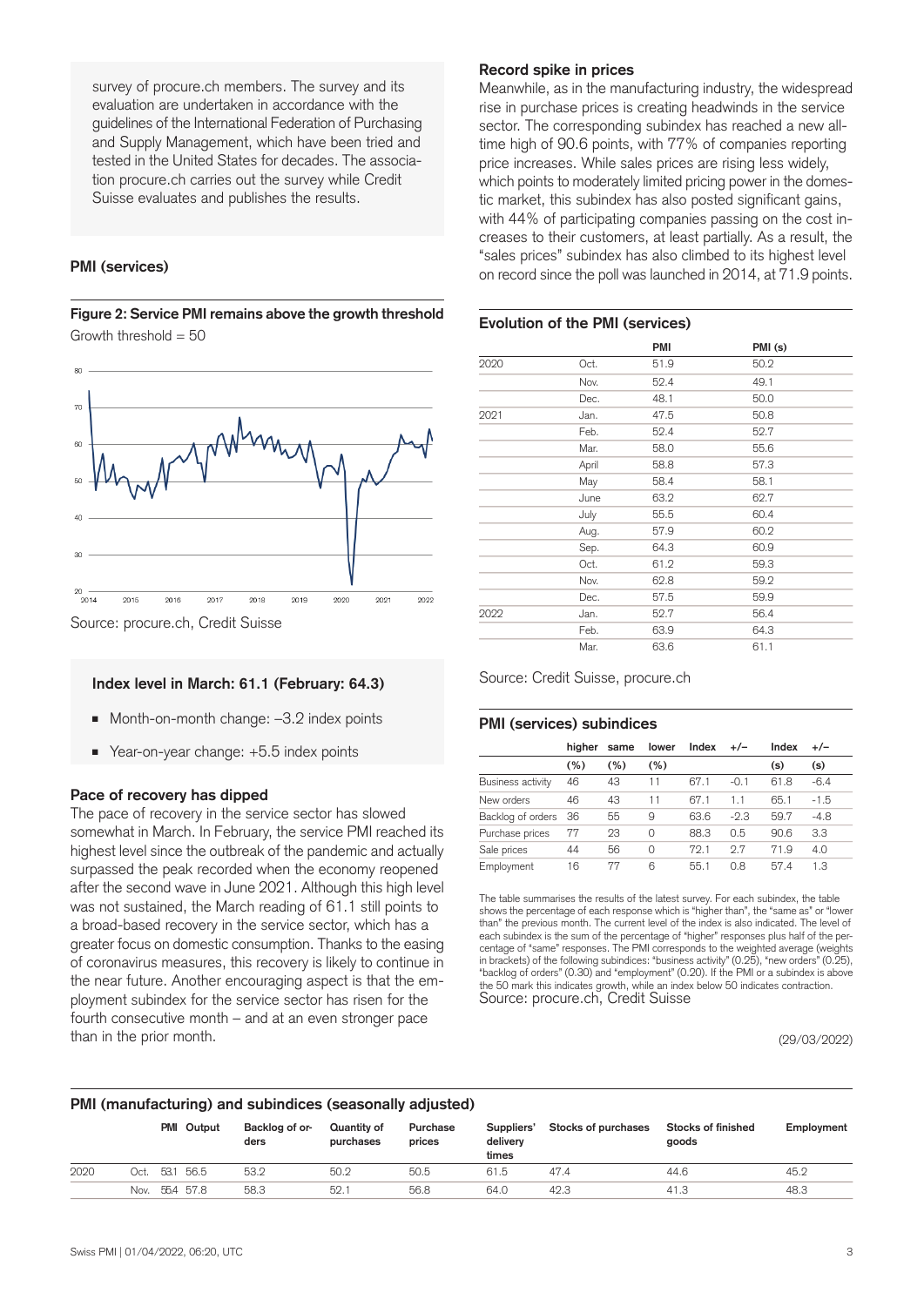survey of procure.ch members. The survey and its evaluation are undertaken in accordance with the guidelines of the International Federation of Purchasing and Supply Management, which have been tried and tested in the United States for decades. The association procure.ch carries out the survey while Credit Suisse evaluates and publishes the results.

### PMI (services)

**Figure 2: Service PMI remains above the growth threshold**

Growth threshold = 50

Source: procure.ch, Credit Suisse

**Index level in March: 61.1 (February: 64.3)**

- Month-on-month change: –3.2 index points
- Year-on-year change: +5.5 index points

**Pace of recovery has dipped**

The pace of recovery in the service sector has slowed somewhat in March. In February, the service PMI reached its highest level since the outbreak of the pandemic and actually surpassed the peak recorded when the economy reopened after the second wave in June 2021. Although this high level was not sustained, the March reading of 61.1 still points to a broad-based recovery in the service sector, which has a greater focus on domestic consumption. Thanks to the easing of coronavirus measures, this recovery is likely to continue in the near future. Another encouraging aspect is that the employment subindex for the service sector has risen for the fourth consecutive month – and at an even stronger pace than in the prior month.

**Record spike in prices**

Meanwhile, as in the manufacturing industry, the widespread rise in purchase prices is creating headwinds in the service sector. The corresponding subindex has reached a new all-time high of 90.6 points, with 77% of companies reporting price increases. While sales prices are rising less widely, which points to moderately limited pricing power in the domestic market, this subindex has also posted significant gains, with 44% of participating companies passing on the cost increases to their customers, at least partially. As a result, the "sales prices" subindex has also climbed to its highest level on record since the poll was launched in 2014, at 71.9 points.

**Evolution of the PMI (services)**

| | | PMI | PMI (s) |
|---|---|---|---|
| 2020 | Oct. | 51.9 | 50.2 |
| | Nov. | 52.4 | 49.1 |
| | Dec. | 48.1 | 50.0 |
| 2021 | Jan. | 47.5 | 50.8 |
| | Feb. | 52.4 | 52.7 |
| | Mar. | 58.0 | 55.6 |
| | April | 58.8 | 57.3 |
| | May | 58.4 | 58.1 |
| | June | 63.2 | 62.7 |
| | July | 55.5 | 60.4 |
| | Aug. | 57.9 | 60.2 |
| | Sep. | 64.3 | 60.9 |
| | Oct. | 61.2 | 59.3 |
| | Nov. | 62.8 | 59.2 |
| | Dec. | 57.5 | 59.9 |
| 2022 | Jan. | 52.7 | 56.4 |
| | Feb. | 63.9 | 64.3 |
| | Mar. | 63.6 | 61.1 |

Source: Credit Suisse, procure.ch

**PMI (services) subindices**

| | higher (%) | same (%) | lower (%) | Index | +/– | Index (s) | +/– (s) |
|---|---|---|---|---|---|---|---|
| Business activity | 46 | 43 | 11 | 67.1 | -0.1 | 61.8 | -6.4 |
| New orders | 46 | 43 | 11 | 67.1 | 1.1 | 65.1 | -1.5 |
| Backlog of orders | 36 | 55 | 9 | 63.6 | -2.3 | 59.7 | -4.8 |
| Purchase prices | 77 | 23 | 0 | 88.3 | 0.5 | 90.6 | 3.3 |
| Sale prices | 44 | 56 | 0 | 72.1 | 2.7 | 71.9 | 4.0 |
| Employment | 16 | 77 | 6 | 55.1 | 0.8 | 57.4 | 1.3 |

The table summarises the results of the latest survey. For each subindex, the table shows the percentage of each response which is "higher than", the "same as" or "lower than" the previous month. The current level of the index is also indicated. The level of each subindex is the sum of the percentage of "higher" responses plus half of the percentage of "same" responses. The PMI corresponds to the weighted average (weights in brackets) of the following subindices: "business activity" (0.25), "new orders" (0.25), "backlog of orders" (0.30) and "employment" (0.20). If the PMI or a subindex is above the 50 mark this indicates growth, while an index below 50 indicates contraction.
Source: procure.ch, Credit Suisse

(29/03/2022)

**PMI (manufacturing) and subindices (seasonally adjusted)**

| | | PMI | Output | Backlog of orders | Quantity of purchases | Purchase prices | Suppliers' delivery times | Stocks of purchases | Stocks of finished goods | Employment |
|---|---|---|---|---|---|---|---|---|---|---|
| 2020 | Oct. | 53.1 | 56.5 | 53.2 | 50.2 | 50.5 | 61.5 | 47.4 | 44.6 | 45.2 |
| | Nov. | 55.4 | 57.8 | 58.3 | 52.1 | 56.8 | 64.0 | 42.3 | 41.3 | 48.3 |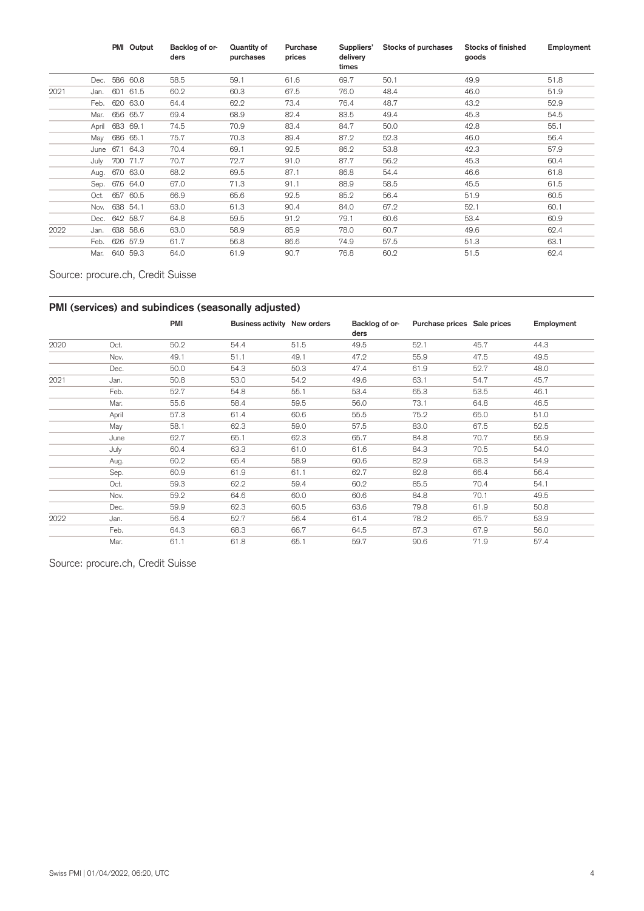| | | PMI | Output | Backlog of orders | Quantity of purchases | Purchase prices | Suppliers' delivery times | Stocks of purchases | Stocks of finished goods | Employment |
|---|---|---|---|---|---|---|---|---|---|---|
| | Dec. | 58.6 | 60.8 | 58.5 | 59.1 | 61.6 | 69.7 | 50.1 | 49.9 | 51.8 |
| 2021 | Jan. | 60.1 | 61.5 | 60.2 | 60.3 | 67.5 | 76.0 | 48.4 | 46.0 | 51.9 |
| | Feb. | 62.0 | 63.0 | 64.4 | 62.2 | 73.4 | 76.4 | 48.7 | 43.2 | 52.9 |
| | Mar. | 65.6 | 65.7 | 69.4 | 68.9 | 82.4 | 83.5 | 49.4 | 45.3 | 54.5 |
| | April | 68.3 | 69.1 | 74.5 | 70.9 | 83.4 | 84.7 | 50.0 | 42.8 | 55.1 |
| | May | 68.6 | 65.1 | 75.7 | 70.3 | 89.4 | 87.2 | 52.3 | 46.0 | 56.4 |
| | June | 67.1 | 64.3 | 70.4 | 69.1 | 92.5 | 86.2 | 53.8 | 42.3 | 57.9 |
| | July | 70.0 | 71.7 | 70.7 | 72.7 | 91.0 | 87.7 | 56.2 | 45.3 | 60.4 |
| | Aug. | 67.0 | 63.0 | 68.2 | 69.5 | 87.1 | 86.8 | 54.4 | 46.6 | 61.8 |
| | Sep. | 67.6 | 64.0 | 67.0 | 71.3 | 91.1 | 88.9 | 58.5 | 45.5 | 61.5 |
| | Oct. | 65.7 | 60.5 | 66.9 | 65.6 | 92.5 | 85.2 | 56.4 | 51.9 | 60.5 |
| | Nov. | 63.8 | 54.1 | 63.0 | 61.3 | 90.4 | 84.0 | 67.2 | 52.1 | 60.1 |
| | Dec. | 64.2 | 58.7 | 64.8 | 59.5 | 91.2 | 79.1 | 60.6 | 53.4 | 60.9 |
| 2022 | Jan. | 63.8 | 58.6 | 63.0 | 58.9 | 85.9 | 78.0 | 60.7 | 49.6 | 62.4 |
| | Feb. | 62.6 | 57.9 | 61.7 | 56.8 | 86.6 | 74.9 | 57.5 | 51.3 | 63.1 |
| | Mar. | 64.0 | 59.3 | 64.0 | 61.9 | 90.7 | 76.8 | 60.2 | 51.5 | 62.4 |

Source: procure.ch, Credit Suisse

## PMI (services) and subindices (seasonally adjusted)

| | | PMI | Business activity | New orders | Backlog of orders | Purchase prices | Sale prices | Employment |
|---|---|---|---|---|---|---|---|---|
| 2020 | Oct. | 50.2 | 54.4 | 51.5 | 49.5 | 52.1 | 45.7 | 44.3 |
| | Nov. | 49.1 | 51.1 | 49.1 | 47.2 | 55.9 | 47.5 | 49.5 |
| | Dec. | 50.0 | 54.3 | 50.3 | 47.4 | 61.9 | 52.7 | 48.0 |
| 2021 | Jan. | 50.8 | 53.0 | 54.2 | 49.6 | 63.1 | 54.7 | 45.7 |
| | Feb. | 52.7 | 54.8 | 55.1 | 53.4 | 65.3 | 53.5 | 46.1 |
| | Mar. | 55.6 | 58.4 | 59.5 | 56.0 | 73.1 | 64.8 | 46.5 |
| | April | 57.3 | 61.4 | 60.6 | 55.5 | 75.2 | 65.0 | 51.0 |
| | May | 58.1 | 62.3 | 59.0 | 57.5 | 83.0 | 67.5 | 52.5 |
| | June | 62.7 | 65.1 | 62.3 | 65.7 | 84.8 | 70.7 | 55.9 |
| | July | 60.4 | 63.3 | 61.0 | 61.6 | 84.3 | 70.5 | 54.0 |
| | Aug. | 60.2 | 65.4 | 58.9 | 60.6 | 82.9 | 68.3 | 54.9 |
| | Sep. | 60.9 | 61.9 | 61.1 | 62.7 | 82.8 | 66.4 | 56.4 |
| | Oct. | 59.3 | 62.2 | 59.4 | 60.2 | 85.5 | 70.4 | 54.1 |
| | Nov. | 59.2 | 64.6 | 60.0 | 60.6 | 84.8 | 70.1 | 49.5 |
| | Dec. | 59.9 | 62.3 | 60.5 | 63.6 | 79.8 | 61.9 | 50.8 |
| 2022 | Jan. | 56.4 | 52.7 | 56.4 | 61.4 | 78.2 | 65.7 | 53.9 |
| | Feb. | 64.3 | 68.3 | 66.7 | 64.5 | 87.3 | 67.9 | 56.0 |
| | Mar. | 61.1 | 61.8 | 65.1 | 59.7 | 90.6 | 71.9 | 57.4 |

Source: procure.ch, Credit Suisse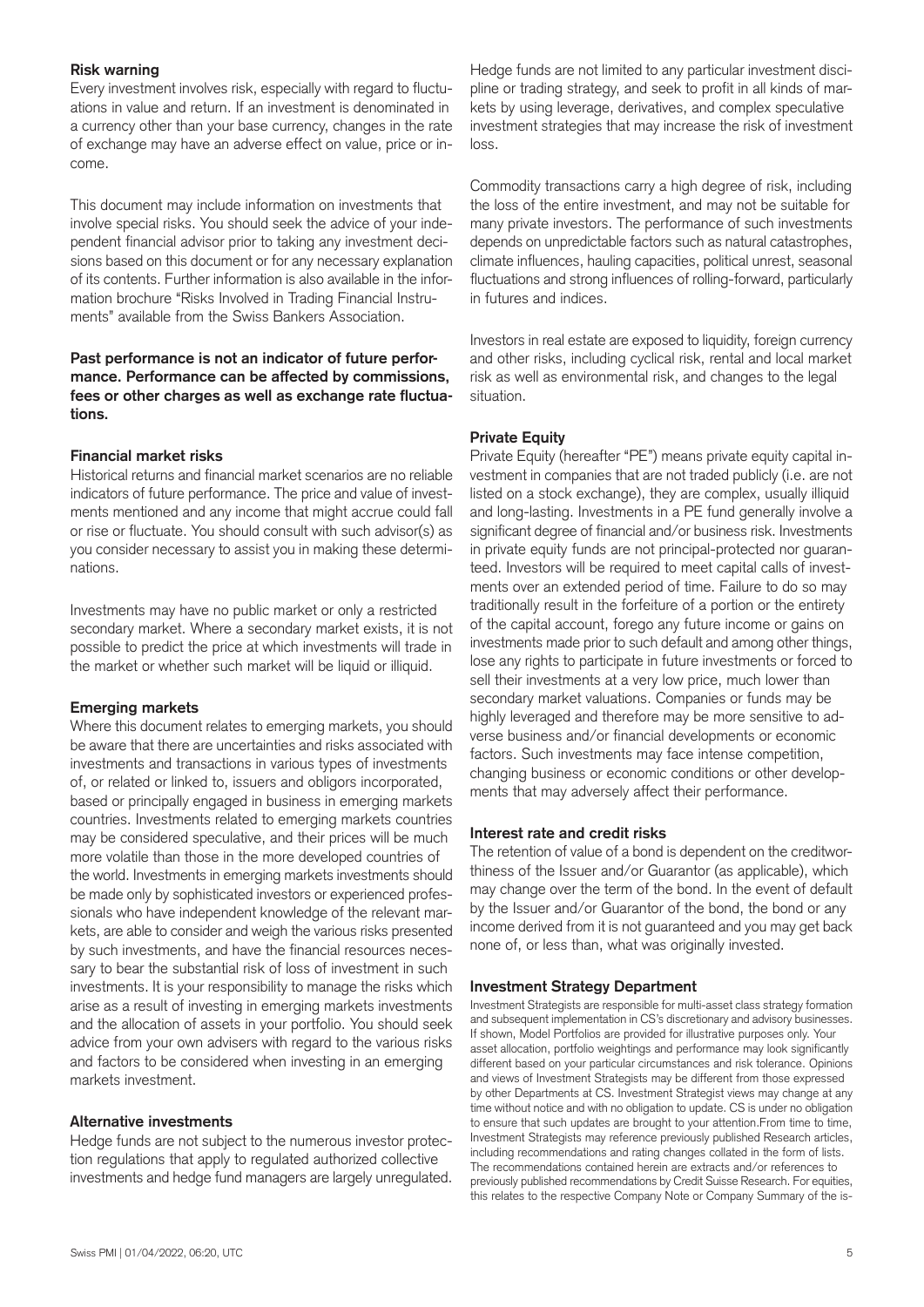### Risk warning

Every investment involves risk, especially with regard to fluctuations in value and return. If an investment is denominated in a currency other than your base currency, changes in the rate of exchange may have an adverse effect on value, price or income.

This document may include information on investments that involve special risks. You should seek the advice of your independent financial advisor prior to taking any investment decisions based on this document or for any necessary explanation of its contents. Further information is also available in the information brochure "Risks Involved in Trading Financial Instruments" available from the Swiss Bankers Association.

**Past performance is not an indicator of future performance. Performance can be affected by commissions, fees or other charges as well as exchange rate fluctuations.**

### Financial market risks

Historical returns and financial market scenarios are no reliable indicators of future performance. The price and value of investments mentioned and any income that might accrue could fall or rise or fluctuate. You should consult with such advisor(s) as you consider necessary to assist you in making these determinations.

Investments may have no public market or only a restricted secondary market. Where a secondary market exists, it is not possible to predict the price at which investments will trade in the market or whether such market will be liquid or illiquid.

### Emerging markets

Where this document relates to emerging markets, you should be aware that there are uncertainties and risks associated with investments and transactions in various types of investments of, or related or linked to, issuers and obligors incorporated, based or principally engaged in business in emerging markets countries. Investments related to emerging markets countries may be considered speculative, and their prices will be much more volatile than those in the more developed countries of the world. Investments in emerging markets investments should be made only by sophisticated investors or experienced professionals who have independent knowledge of the relevant markets, are able to consider and weigh the various risks presented by such investments, and have the financial resources necessary to bear the substantial risk of loss of investment in such investments. It is your responsibility to manage the risks which arise as a result of investing in emerging markets investments and the allocation of assets in your portfolio. You should seek advice from your own advisers with regard to the various risks and factors to be considered when investing in an emerging markets investment.

### Alternative investments

Hedge funds are not subject to the numerous investor protection regulations that apply to regulated authorized collective investments and hedge fund managers are largely unregulated. Hedge funds are not limited to any particular investment discipline or trading strategy, and seek to profit in all kinds of markets by using leverage, derivatives, and complex speculative investment strategies that may increase the risk of investment loss.

Commodity transactions carry a high degree of risk, including the loss of the entire investment, and may not be suitable for many private investors. The performance of such investments depends on unpredictable factors such as natural catastrophes, climate influences, hauling capacities, political unrest, seasonal fluctuations and strong influences of rolling-forward, particularly in futures and indices.

Investors in real estate are exposed to liquidity, foreign currency and other risks, including cyclical risk, rental and local market risk as well as environmental risk, and changes to the legal situation.

### Private Equity

Private Equity (hereafter "PE") means private equity capital investment in companies that are not traded publicly (i.e. are not listed on a stock exchange), they are complex, usually illiquid and long-lasting. Investments in a PE fund generally involve a significant degree of financial and/or business risk. Investments in private equity funds are not principal-protected nor guaranteed. Investors will be required to meet capital calls of investments over an extended period of time. Failure to do so may traditionally result in the forfeiture of a portion or the entirety of the capital account, forego any future income or gains on investments made prior to such default and among other things, lose any rights to participate in future investments or forced to sell their investments at a very low price, much lower than secondary market valuations. Companies or funds may be highly leveraged and therefore may be more sensitive to adverse business and/or financial developments or economic factors. Such investments may face intense competition, changing business or economic conditions or other developments that may adversely affect their performance.

### Interest rate and credit risks

The retention of value of a bond is dependent on the creditworthiness of the Issuer and/or Guarantor (as applicable), which may change over the term of the bond. In the event of default by the Issuer and/or Guarantor of the bond, the bond or any income derived from it is not guaranteed and you may get back none of, or less than, what was originally invested.

### Investment Strategy Department

Investment Strategists are responsible for multi-asset class strategy formation and subsequent implementation in CS's discretionary and advisory businesses. If shown, Model Portfolios are provided for illustrative purposes only. Your asset allocation, portfolio weightings and performance may look significantly different based on your particular circumstances and risk tolerance. Opinions and views of Investment Strategists may be different from those expressed by other Departments at CS. Investment Strategist views may change at any time without notice and with no obligation to update. CS is under no obligation to ensure that such updates are brought to your attention.From time to time, Investment Strategists may reference previously published Research articles, including recommendations and rating changes collated in the form of lists. The recommendations contained herein are extracts and/or references to previously published recommendations by Credit Suisse Research. For equities, this relates to the respective Company Note or Company Summary of the is-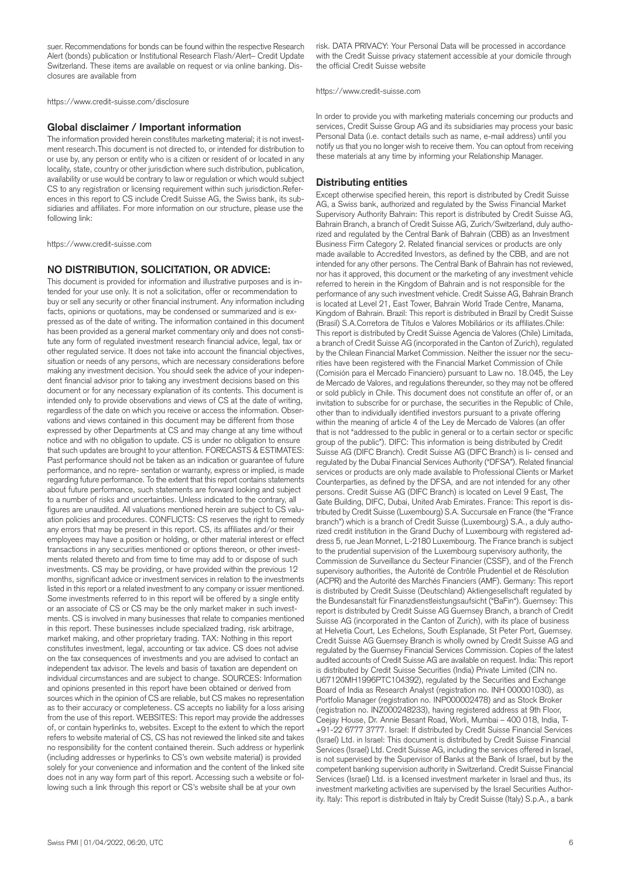suer. Recommendations for bonds can be found within the respective Research Alert (bonds) publication or Institutional Research Flash/Alert– Credit Update Switzerland. These items are available on request or via online banking. Disclosures are available from

https://www.credit-suisse.com/disclosure

### Global disclaimer / Important information

The information provided herein constitutes marketing material; it is not investment research.This document is not directed to, or intended for distribution to or use by, any person or entity who is a citizen or resident of or located in any locality, state, country or other jurisdiction where such distribution, publication, availability or use would be contrary to law or regulation or which would subject CS to any registration or licensing requirement within such jurisdiction.References in this report to CS include Credit Suisse AG, the Swiss bank, its subsidiaries and affiliates. For more information on our structure, please use the following link:

https://www.credit-suisse.com

### NO DISTRIBUTION, SOLICITATION, OR ADVICE:

This document is provided for information and illustrative purposes and is intended for your use only. It is not a solicitation, offer or recommendation to buy or sell any security or other financial instrument. Any information including facts, opinions or quotations, may be condensed or summarized and is expressed as of the date of writing. The information contained in this document has been provided as a general market commentary only and does not constitute any form of regulated investment research financial advice, legal, tax or other regulated service. It does not take into account the financial objectives, situation or needs of any persons, which are necessary considerations before making any investment decision. You should seek the advice of your independent financial advisor prior to taking any investment decisions based on this document or for any necessary explanation of its contents. This document is intended only to provide observations and views of CS at the date of writing, regardless of the date on which you receive or access the information. Observations and views contained in this document may be different from those expressed by other Departments at CS and may change at any time without notice and with no obligation to update. CS is under no obligation to ensure that such updates are brought to your attention. FORECASTS & ESTIMATES: Past performance should not be taken as an indication or guarantee of future performance, and no repre- sentation or warranty, express or implied, is made regarding future performance. To the extent that this report contains statements about future performance, such statements are forward looking and subject to a number of risks and uncertainties. Unless indicated to the contrary, all figures are unaudited. All valuations mentioned herein are subject to CS valuation policies and procedures. CONFLICTS: CS reserves the right to remedy any errors that may be present in this report. CS, its affiliates and/or their employees may have a position or holding, or other material interest or effect transactions in any securities mentioned or options thereon, or other investments related thereto and from time to time may add to or dispose of such investments. CS may be providing, or have provided within the previous 12 months, significant advice or investment services in relation to the investments listed in this report or a related investment to any company or issuer mentioned. Some investments referred to in this report will be offered by a single entity or an associate of CS or CS may be the only market maker in such investments. CS is involved in many businesses that relate to companies mentioned in this report. These businesses include specialized trading, risk arbitrage, market making, and other proprietary trading. TAX: Nothing in this report constitutes investment, legal, accounting or tax advice. CS does not advise on the tax consequences of investments and you are advised to contact an independent tax advisor. The levels and basis of taxation are dependent on individual circumstances and are subject to change. SOURCES: Information and opinions presented in this report have been obtained or derived from sources which in the opinion of CS are reliable, but CS makes no representation as to their accuracy or completeness. CS accepts no liability for a loss arising from the use of this report. WEBSITES: This report may provide the addresses of, or contain hyperlinks to, websites. Except to the extent to which the report refers to website material of CS, CS has not reviewed the linked site and takes no responsibility for the content contained therein. Such address or hyperlink (including addresses or hyperlinks to CS's own website material) is provided solely for your convenience and information and the content of the linked site does not in any way form part of this report. Accessing such a website or following such a link through this report or CS's website shall be at your own risk. DATA PRIVACY: Your Personal Data will be processed in accordance with the Credit Suisse privacy statement accessible at your domicile through the official Credit Suisse website

https://www.credit-suisse.com

In order to provide you with marketing materials concerning our products and services, Credit Suisse Group AG and its subsidiaries may process your basic Personal Data (i.e. contact details such as name, e-mail address) until you notify us that you no longer wish to receive them. You can optout from receiving these materials at any time by informing your Relationship Manager.

### Distributing entities

Except otherwise specified herein, this report is distributed by Credit Suisse AG, a Swiss bank, authorized and regulated by the Swiss Financial Market Supervisory Authority Bahrain: This report is distributed by Credit Suisse AG, Bahrain Branch, a branch of Credit Suisse AG, Zurich/Switzerland, duly authorized and regulated by the Central Bank of Bahrain (CBB) as an Investment Business Firm Category 2. Related financial services or products are only made available to Accredited Investors, as defined by the CBB, and are not intended for any other persons. The Central Bank of Bahrain has not reviewed, nor has it approved, this document or the marketing of any investment vehicle referred to herein in the Kingdom of Bahrain and is not responsible for the performance of any such investment vehicle. Credit Suisse AG, Bahrain Branch is located at Level 21, East Tower, Bahrain World Trade Centre, Manama, Kingdom of Bahrain. Brazil: This report is distributed in Brazil by Credit Suisse (Brasil) S.A.Corretora de Títulos e Valores Mobiliários or its affiliates.Chile: This report is distributed by Credit Suisse Agencia de Valores (Chile) Limitada, a branch of Credit Suisse AG (incorporated in the Canton of Zurich), regulated by the Chilean Financial Market Commission. Neither the issuer nor the securities have been registered with the Financial Market Commission of Chile (Comisión para el Mercado Financiero) pursuant to Law no. 18.045, the Ley de Mercado de Valores, and regulations thereunder, so they may not be offered or sold publicly in Chile. This document does not constitute an offer of, or an invitation to subscribe for or purchase, the securities in the Republic of Chile, other than to individually identified investors pursuant to a private offering within the meaning of article 4 of the Ley de Mercado de Valores (an offer that is not "addressed to the public in general or to a certain sector or specific group of the public"). DIFC: This information is being distributed by Credit Suisse AG (DIFC Branch). Credit Suisse AG (DIFC Branch) is li- censed and regulated by the Dubai Financial Services Authority ("DFSA"). Related financial services or products are only made available to Professional Clients or Market Counterparties, as defined by the DFSA, and are not intended for any other persons. Credit Suisse AG (DIFC Branch) is located on Level 9 East, The Gate Building, DIFC, Dubai, United Arab Emirates. France: This report is distributed by Credit Suisse (Luxembourg) S.A. Succursale en France (the "France branch") which is a branch of Credit Suisse (Luxembourg) S.A., a duly authorized credit institution in the Grand Duchy of Luxembourg with registered address 5, rue Jean Monnet, L-2180 Luxembourg. The France branch is subject to the prudential supervision of the Luxembourg supervisory authority, the Commission de Surveillance du Secteur Financier (CSSF), and of the French supervisory authorities, the Autorité de Contrôle Prudentiel et de Résolution (ACPR) and the Autorité des Marchés Financiers (AMF). Germany: This report is distributed by Credit Suisse (Deutschland) Aktiengesellschaft regulated by the Bundesanstalt für Finanzdienstleistungsaufsicht ("BaFin"). Guernsey: This report is distributed by Credit Suisse AG Guernsey Branch, a branch of Credit Suisse AG (incorporated in the Canton of Zurich), with its place of business at Helvetia Court, Les Echelons, South Esplanade, St Peter Port, Guernsey. Credit Suisse AG Guernsey Branch is wholly owned by Credit Suisse AG and regulated by the Guernsey Financial Services Commission. Copies of the latest audited accounts of Credit Suisse AG are available on request. India: This report is distributed by Credit Suisse Securities (India) Private Limited (CIN no. U67120MH1996PTC104392), regulated by the Securities and Exchange Board of India as Research Analyst (registration no. INH 000001030), as Portfolio Manager (registration no. INP000002478) and as Stock Broker (registration no. INZ000248233), having registered address at 9th Floor, Ceejay House, Dr. Annie Besant Road, Worli, Mumbai – 400 018, India, T- +91-22 6777 3777. Israel: If distributed by Credit Suisse Financial Services (Israel) Ltd. in Israel: This document is distributed by Credit Suisse Financial Services (Israel) Ltd. Credit Suisse AG, including the services offered in Israel, is not supervised by the Supervisor of Banks at the Bank of Israel, but by the competent banking supervision authority in Switzerland. Credit Suisse Financial Services (Israel) Ltd. is a licensed investment marketer in Israel and thus, its investment marketing activities are supervised by the Israel Securities Authority. Italy: This report is distributed in Italy by Credit Suisse (Italy) S.p.A., a bank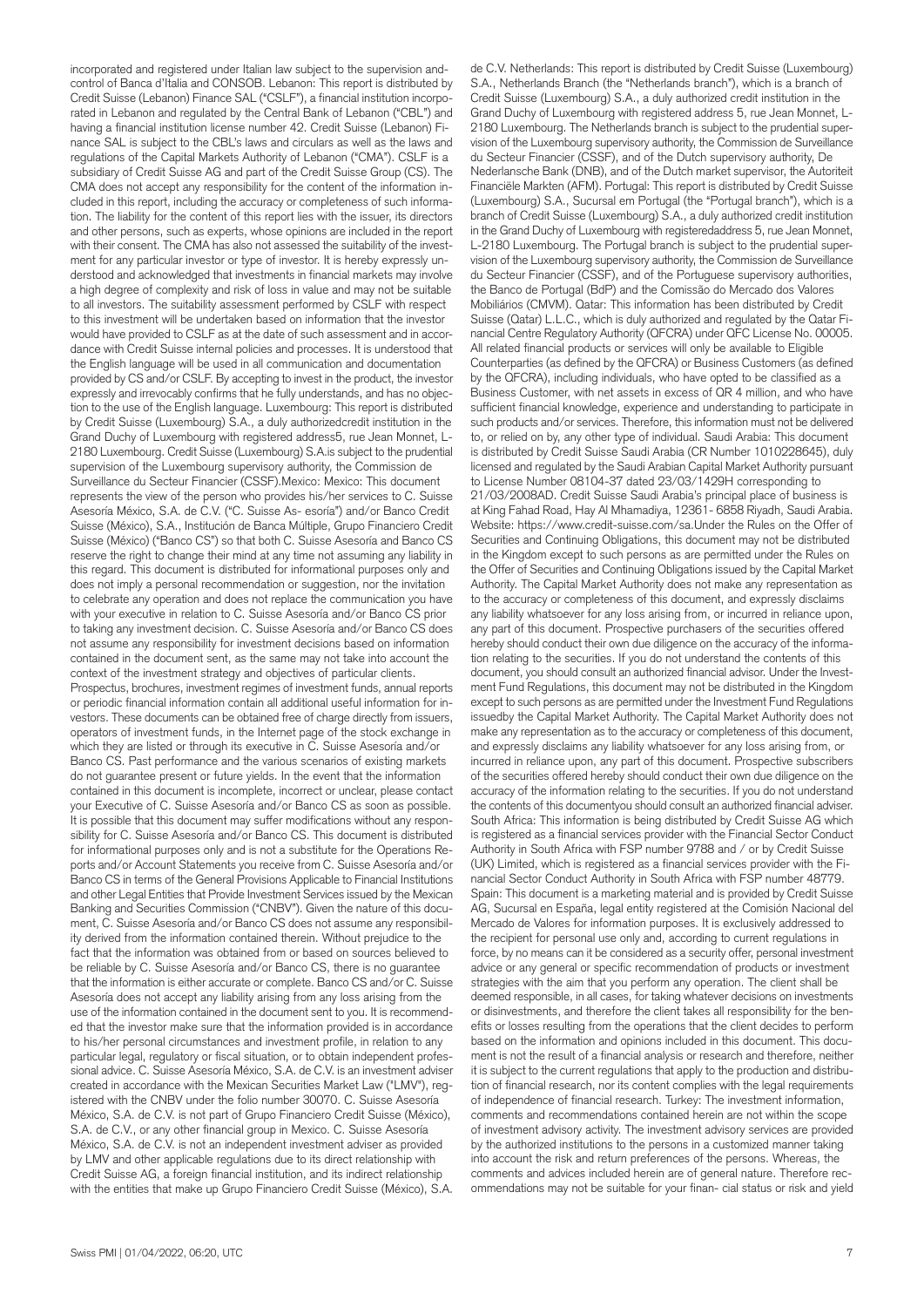incorporated and registered under Italian law subject to the supervision and-control of Banca d'Italia and CONSOB. Lebanon: This report is distributed by Credit Suisse (Lebanon) Finance SAL ("CSLF"), a financial institution incorporated in Lebanon and regulated by the Central Bank of Lebanon ("CBL") and having a financial institution license number 42. Credit Suisse (Lebanon) Finance SAL is subject to the CBL's laws and circulars as well as the laws and regulations of the Capital Markets Authority of Lebanon ("CMA"). CSLF is a subsidiary of Credit Suisse AG and part of the Credit Suisse Group (CS). The CMA does not accept any responsibility for the content of the information included in this report, including the accuracy or completeness of such information. The liability for the content of this report lies with the issuer, its directors and other persons, such as experts, whose opinions are included in the report with their consent. The CMA has also not assessed the suitability of the investment for any particular investor or type of investor. It is hereby expressly understood and acknowledged that investments in financial markets may involve a high degree of complexity and risk of loss in value and may not be suitable to all investors. The suitability assessment performed by CSLF with respect to this investment will be undertaken based on information that the investor would have provided to CSLF as at the date of such assessment and in accordance with Credit Suisse internal policies and processes. It is understood that the English language will be used in all communication and documentation provided by CS and/or CSLF. By accepting to invest in the product, the investor expressly and irrevocably confirms that he fully understands, and has no objection to the use of the English language. Luxembourg: This report is distributed by Credit Suisse (Luxembourg) S.A., a duly authorizedcredit institution in the Grand Duchy of Luxembourg with registered address5, rue Jean Monnet, L-2180 Luxembourg. Credit Suisse (Luxembourg) S.A.is subject to the prudential supervision of the Luxembourg supervisory authority, the Commission de Surveillance du Secteur Financier (CSSF).Mexico: Mexico: This document represents the view of the person who provides his/her services to C. Suisse Asesoría México, S.A. de C.V. ("C. Suisse Asesoría") and/or Banco Credit Suisse (México), S.A., Institución de Banca Múltiple, Grupo Financiero Credit Suisse (México) ("Banco CS") so that both C. Suisse Asesoría and Banco CS reserve the right to change their mind at any time not assuming any liability in this regard. This document is distributed for informational purposes only and does not imply a personal recommendation or suggestion, nor the invitation to celebrate any operation and does not replace the communication you have with your executive in relation to C. Suisse Asesoría and/or Banco CS prior to taking any investment decision. C. Suisse Asesoría and/or Banco CS does not assume any responsibility for investment decisions based on information contained in the document sent, as the same may not take into account the context of the investment strategy and objectives of particular clients. Prospectus, brochures, investment regimes of investment funds, annual reports or periodic financial information contain all additional useful information for investors. These documents can be obtained free of charge directly from issuers, operators of investment funds, in the Internet page of the stock exchange in which they are listed or through its executive in C. Suisse Asesoría and/or Banco CS. Past performance and the various scenarios of existing markets do not guarantee present or future yields. In the event that the information contained in this document is incomplete, incorrect or unclear, please contact your Executive of C. Suisse Asesoría and/or Banco CS as soon as possible. It is possible that this document may suffer modifications without any responsibility for C. Suisse Asesoría and/or Banco CS. This document is distributed for informational purposes only and is not a substitute for the Operations Reports and/or Account Statements you receive from C. Suisse Asesoría and/or Banco CS in terms of the General Provisions Applicable to Financial Institutions and other Legal Entities that Provide Investment Services issued by the Mexican Banking and Securities Commission ("CNBV"). Given the nature of this document, C. Suisse Asesoría and/or Banco CS does not assume any responsibility derived from the information contained therein. Without prejudice to the fact that the information was obtained from or based on sources believed to be reliable by C. Suisse Asesoría and/or Banco CS, there is no guarantee that the information is either accurate or complete. Banco CS and/or C. Suisse Asesoría does not accept any liability arising from any loss arising from the use of the information contained in the document sent to you. It is recommended that the investor make sure that the information provided is in accordance to his/her personal circumstances and investment profile, in relation to any particular legal, regulatory or fiscal situation, or to obtain independent professional advice. C. Suisse Asesoría México, S.A. de C.V. is an investment adviser created in accordance with the Mexican Securities Market Law ("LMV"), registered with the CNBV under the folio number 30070. C. Suisse Asesoría México, S.A. de C.V. is not part of Grupo Financiero Credit Suisse (México), S.A. de C.V., or any other financial group in Mexico. C. Suisse Asesoría México, S.A. de C.V. is not an independent investment adviser as provided by LMV and other applicable regulations due to its direct relationship with Credit Suisse AG, a foreign financial institution, and its indirect relationship with the entities that make up Grupo Financiero Credit Suisse (México), S.A. de C.V. Netherlands: This report is distributed by Credit Suisse (Luxembourg) S.A., Netherlands Branch (the "Netherlands branch"), which is a branch of Credit Suisse (Luxembourg) S.A., a duly authorized credit institution in the Grand Duchy of Luxembourg with registered address 5, rue Jean Monnet, L-2180 Luxembourg. The Netherlands branch is subject to the prudential supervision of the Luxembourg supervisory authority, the Commission de Surveillance du Secteur Financier (CSSF), and of the Dutch supervisory authority, De Nederlansche Bank (DNB), and of the Dutch market supervisor, the Autoriteit Financiële Markten (AFM). Portugal: This report is distributed by Credit Suisse (Luxembourg) S.A., Sucursal em Portugal (the "Portugal branch"), which is a branch of Credit Suisse (Luxembourg) S.A., a duly authorized credit institution in the Grand Duchy of Luxembourg with registeredaddress 5, rue Jean Monnet, L-2180 Luxembourg. The Portugal branch is subject to the prudential supervision of the Luxembourg supervisory authority, the Commission de Surveillance du Secteur Financier (CSSF), and of the Portuguese supervisory authorities, the Banco de Portugal (BdP) and the Comissão do Mercado dos Valores Mobiliários (CMVM). Qatar: This information has been distributed by Credit Suisse (Qatar) L.L.C., which is duly authorized and regulated by the Qatar Financial Centre Regulatory Authority (QFCRA) under QFC License No. 00005. All related financial products or services will only be available to Eligible Counterparties (as defined by the QFCRA) or Business Customers (as defined by the QFCRA), including individuals, who have opted to be classified as a Business Customer, with net assets in excess of QR 4 million, and who have sufficient financial knowledge, experience and understanding to participate in such products and/or services. Therefore, this information must not be delivered to, or relied on by, any other type of individual. Saudi Arabia: This document is distributed by Credit Suisse Saudi Arabia (CR Number 1010228645), duly licensed and regulated by the Saudi Arabian Capital Market Authority pursuant to License Number 08104-37 dated 23/03/1429H corresponding to 21/03/2008AD. Credit Suisse Saudi Arabia's principal place of business is at King Fahad Road, Hay Al Mhamadiya, 12361- 6858 Riyadh, Saudi Arabia. Website: https://www.credit-suisse.com/sa.Under the Rules on the Offer of Securities and Continuing Obligations, this document may not be distributed in the Kingdom except to such persons as are permitted under the Rules on the Offer of Securities and Continuing Obligations issued by the Capital Market Authority. The Capital Market Authority does not make any representation as to the accuracy or completeness of this document, and expressly disclaims any liability whatsoever for any loss arising from, or incurred in reliance upon, any part of this document. Prospective purchasers of the securities offered hereby should conduct their own due diligence on the accuracy of the information relating to the securities. If you do not understand the contents of this document, you should consult an authorized financial advisor. Under the Investment Fund Regulations, this document may not be distributed in the Kingdom except to such persons as are permitted under the Investment Fund Regulations issuedby the Capital Market Authority. The Capital Market Authority does not make any representation as to the accuracy or completeness of this document, and expressly disclaims any liability whatsoever for any loss arising from, or incurred in reliance upon, any part of this document. Prospective subscribers of the securities offered hereby should conduct their own due diligence on the accuracy of the information relating to the securities. If you do not understand the contents of this documentyou should consult an authorized financial adviser. South Africa: This information is being distributed by Credit Suisse AG which is registered as a financial services provider with the Financial Sector Conduct Authority in South Africa with FSP number 9788 and / or by Credit Suisse (UK) Limited, which is registered as a financial services provider with the Financial Sector Conduct Authority in South Africa with FSP number 48779. Spain: This document is a marketing material and is provided by Credit Suisse AG, Sucursal en España, legal entity registered at the Comisión Nacional del Mercado de Valores for information purposes. It is exclusively addressed to the recipient for personal use only and, according to current regulations in force, by no means can it be considered as a security offer, personal investment advice or any general or specific recommendation of products or investment strategies with the aim that you perform any operation. The client shall be deemed responsible, in all cases, for taking whatever decisions on investments or disinvestments, and therefore the client takes all responsibility for the benefits or losses resulting from the operations that the client decides to perform based on the information and opinions included in this document. This document is not the result of a financial analysis or research and therefore, neither it is subject to the current regulations that apply to the production and distribution of financial research, nor its content complies with the legal requirements of independence of financial research. Turkey: The investment information, comments and recommendations contained herein are not within the scope of investment advisory activity. The investment advisory services are provided by the authorized institutions to the persons in a customized manner taking into account the risk and return preferences of the persons. Whereas, the comments and advices included herein are of general nature. Therefore recommendations may not be suitable for your financial status or risk and yield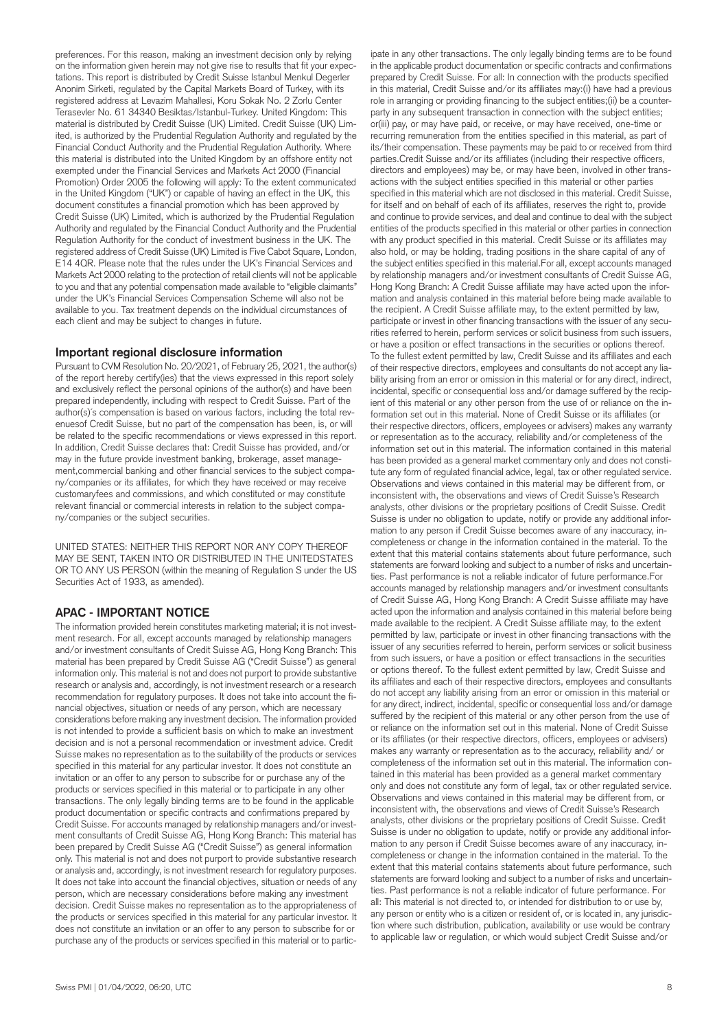preferences. For this reason, making an investment decision only by relying on the information given herein may not give rise to results that fit your expectations. This report is distributed by Credit Suisse Istanbul Menkul Degerler Anonim Sirketi, regulated by the Capital Markets Board of Turkey, with its registered address at Levazim Mahallesi, Koru Sokak No. 2 Zorlu Center Terasevler No. 61 34340 Besiktas/Istanbul-Turkey. United Kingdom: This material is distributed by Credit Suisse (UK) Limited. Credit Suisse (UK) Limited, is authorized by the Prudential Regulation Authority and regulated by the Financial Conduct Authority and the Prudential Regulation Authority. Where this material is distributed into the United Kingdom by an offshore entity not exempted under the Financial Services and Markets Act 2000 (Financial Promotion) Order 2005 the following will apply: To the extent communicated in the United Kingdom ("UK") or capable of having an effect in the UK, this document constitutes a financial promotion which has been approved by Credit Suisse (UK) Limited, which is authorized by the Prudential Regulation Authority and regulated by the Financial Conduct Authority and the Prudential Regulation Authority for the conduct of investment business in the UK. The registered address of Credit Suisse (UK) Limited is Five Cabot Square, London, E14 4QR. Please note that the rules under the UK's Financial Services and Markets Act 2000 relating to the protection of retail clients will not be applicable to you and that any potential compensation made available to "eligible claimants" under the UK's Financial Services Compensation Scheme will also not be available to you. Tax treatment depends on the individual circumstances of each client and may be subject to changes in future.

## Important regional disclosure information

Pursuant to CVM Resolution No. 20/2021, of February 25, 2021, the author(s) of the report hereby certify(ies) that the views expressed in this report solely and exclusively reflect the personal opinions of the author(s) and have been prepared independently, including with respect to Credit Suisse. Part of the author(s)´s compensation is based on various factors, including the total revenuesof Credit Suisse, but no part of the compensation has been, is, or will be related to the specific recommendations or views expressed in this report. In addition, Credit Suisse declares that: Credit Suisse has provided, and/or may in the future provide investment banking, brokerage, asset management,commercial banking and other financial services to the subject company/companies or its affiliates, for which they have received or may receive customaryfees and commissions, and which constituted or may constitute relevant financial or commercial interests in relation to the subject company/companies or the subject securities.

UNITED STATES: NEITHER THIS REPORT NOR ANY COPY THEREOF MAY BE SENT, TAKEN INTO OR DISTRIBUTED IN THE UNITEDSTATES OR TO ANY US PERSON (within the meaning of Regulation S under the US Securities Act of 1933, as amended).

## APAC - IMPORTANT NOTICE

The information provided herein constitutes marketing material; it is not investment research. For all, except accounts managed by relationship managers and/or investment consultants of Credit Suisse AG, Hong Kong Branch: This material has been prepared by Credit Suisse AG ("Credit Suisse") as general information only. This material is not and does not purport to provide substantive research or analysis and, accordingly, is not investment research or a research recommendation for regulatory purposes. It does not take into account the financial objectives, situation or needs of any person, which are necessary considerations before making any investment decision. The information provided is not intended to provide a sufficient basis on which to make an investment decision and is not a personal recommendation or investment advice. Credit Suisse makes no representation as to the suitability of the products or services specified in this material for any particular investor. It does not constitute an invitation or an offer to any person to subscribe for or purchase any of the products or services specified in this material or to participate in any other transactions. The only legally binding terms are to be found in the applicable product documentation or specific contracts and confirmations prepared by Credit Suisse. For accounts managed by relationship managers and/or investment consultants of Credit Suisse AG, Hong Kong Branch: This material has been prepared by Credit Suisse AG ("Credit Suisse") as general information only. This material is not and does not purport to provide substantive research or analysis and, accordingly, is not investment research for regulatory purposes. It does not take into account the financial objectives, situation or needs of any person, which are necessary considerations before making any investment decision. Credit Suisse makes no representation as to the appropriateness of the products or services specified in this material for any particular investor. It does not constitute an invitation or an offer to any person to subscribe for or purchase any of the products or services specified in this material or to participate in any other transactions. The only legally binding terms are to be found in the applicable product documentation or specific contracts and confirmations prepared by Credit Suisse. For all: In connection with the products specified in this material, Credit Suisse and/or its affiliates may:(i) have had a previous role in arranging or providing financing to the subject entities;(ii) be a counterparty in any subsequent transaction in connection with the subject entities; or(iii) pay, or may have paid, or receive, or may have received, one-time or recurring remuneration from the entities specified in this material, as part of its/their compensation. These payments may be paid to or received from third parties.Credit Suisse and/or its affiliates (including their respective officers, directors and employees) may be, or may have been, involved in other transactions with the subject entities specified in this material or other parties specified in this material which are not disclosed in this material. Credit Suisse, for itself and on behalf of each of its affiliates, reserves the right to, provide and continue to provide services, and deal and continue to deal with the subject entities of the products specified in this material or other parties in connection with any product specified in this material. Credit Suisse or its affiliates may also hold, or may be holding, trading positions in the share capital of any of the subject entities specified in this material.For all, except accounts managed by relationship managers and/or investment consultants of Credit Suisse AG, Hong Kong Branch: A Credit Suisse affiliate may have acted upon the information and analysis contained in this material before being made available to the recipient. A Credit Suisse affiliate may, to the extent permitted by law, participate or invest in other financing transactions with the issuer of any securities referred to herein, perform services or solicit business from such issuers, or have a position or effect transactions in the securities or options thereof. To the fullest extent permitted by law, Credit Suisse and its affiliates and each of their respective directors, employees and consultants do not accept any liability arising from an error or omission in this material or for any direct, indirect, incidental, specific or consequential loss and/or damage suffered by the recipient of this material or any other person from the use of or reliance on the information set out in this material. None of Credit Suisse or its affiliates (or their respective directors, officers, employees or advisers) makes any warranty or representation as to the accuracy, reliability and/or completeness of the information set out in this material. The information contained in this material has been provided as a general market commentary only and does not constitute any form of regulated financial advice, legal, tax or other regulated service. Observations and views contained in this material may be different from, or inconsistent with, the observations and views of Credit Suisse's Research analysts, other divisions or the proprietary positions of Credit Suisse. Credit Suisse is under no obligation to update, notify or provide any additional information to any person if Credit Suisse becomes aware of any inaccuracy, incompleteness or change in the information contained in the material. To the extent that this material contains statements about future performance, such statements are forward looking and subject to a number of risks and uncertainties. Past performance is not a reliable indicator of future performance.For accounts managed by relationship managers and/or investment consultants of Credit Suisse AG, Hong Kong Branch: A Credit Suisse affiliate may have acted upon the information and analysis contained in this material before being made available to the recipient. A Credit Suisse affiliate may, to the extent permitted by law, participate or invest in other financing transactions with the issuer of any securities referred to herein, perform services or solicit business from such issuers, or have a position or effect transactions in the securities or options thereof. To the fullest extent permitted by law, Credit Suisse and its affiliates and each of their respective directors, employees and consultants do not accept any liability arising from an error or omission in this material or for any direct, indirect, incidental, specific or consequential loss and/or damage suffered by the recipient of this material or any other person from the use of or reliance on the information set out in this material. None of Credit Suisse or its affiliates (or their respective directors, officers, employees or advisers) makes any warranty or representation as to the accuracy, reliability and/ or completeness of the information set out in this material. The information contained in this material has been provided as a general market commentary only and does not constitute any form of legal, tax or other regulated service. Observations and views contained in this material may be different from, or inconsistent with, the observations and views of Credit Suisse's Research analysts, other divisions or the proprietary positions of Credit Suisse. Credit Suisse is under no obligation to update, notify or provide any additional information to any person if Credit Suisse becomes aware of any inaccuracy, incompleteness or change in the information contained in the material. To the extent that this material contains statements about future performance, such statements are forward looking and subject to a number of risks and uncertainties. Past performance is not a reliable indicator of future performance. For all: This material is not directed to, or intended for distribution to or use by, any person or entity who is a citizen or resident of, or is located in, any jurisdiction where such distribution, publication, availability or use would be contrary to applicable law or regulation, or which would subject Credit Suisse and/or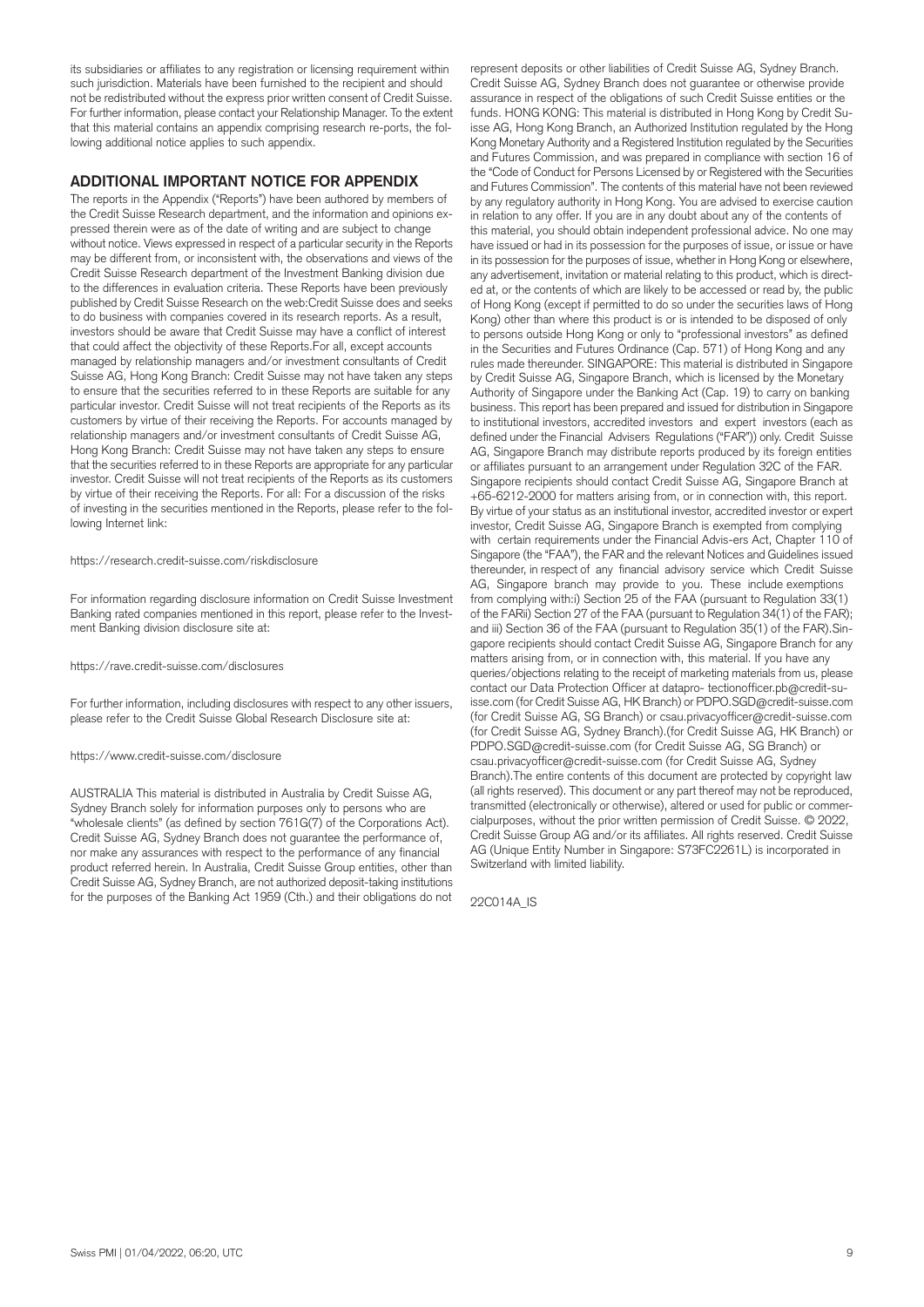its subsidiaries or affiliates to any registration or licensing requirement within such jurisdiction. Materials have been furnished to the recipient and should not be redistributed without the express prior written consent of Credit Suisse. For further information, please contact your Relationship Manager. To the extent that this material contains an appendix comprising research re-ports, the following additional notice applies to such appendix.

## ADDITIONAL IMPORTANT NOTICE FOR APPENDIX

The reports in the Appendix ("Reports") have been authored by members of the Credit Suisse Research department, and the information and opinions expressed therein were as of the date of writing and are subject to change without notice. Views expressed in respect of a particular security in the Reports may be different from, or inconsistent with, the observations and views of the Credit Suisse Research department of the Investment Banking division due to the differences in evaluation criteria. These Reports have been previously published by Credit Suisse Research on the web:Credit Suisse does and seeks to do business with companies covered in its research reports. As a result, investors should be aware that Credit Suisse may have a conflict of interest that could affect the objectivity of these Reports.For all, except accounts managed by relationship managers and/or investment consultants of Credit Suisse AG, Hong Kong Branch: Credit Suisse may not have taken any steps to ensure that the securities referred to in these Reports are suitable for any particular investor. Credit Suisse will not treat recipients of the Reports as its customers by virtue of their receiving the Reports. For accounts managed by relationship managers and/or investment consultants of Credit Suisse AG, Hong Kong Branch: Credit Suisse may not have taken any steps to ensure that the securities referred to in these Reports are appropriate for any particular investor. Credit Suisse will not treat recipients of the Reports as its customers by virtue of their receiving the Reports. For all: For a discussion of the risks of investing in the securities mentioned in the Reports, please refer to the following Internet link:

https://research.credit-suisse.com/riskdisclosure

For information regarding disclosure information on Credit Suisse Investment Banking rated companies mentioned in this report, please refer to the Investment Banking division disclosure site at:

https://rave.credit-suisse.com/disclosures

For further information, including disclosures with respect to any other issuers, please refer to the Credit Suisse Global Research Disclosure site at:

https://www.credit-suisse.com/disclosure

AUSTRALIA This material is distributed in Australia by Credit Suisse AG, Sydney Branch solely for information purposes only to persons who are "wholesale clients" (as defined by section 761G(7) of the Corporations Act). Credit Suisse AG, Sydney Branch does not guarantee the performance of, nor make any assurances with respect to the performance of any financial product referred herein. In Australia, Credit Suisse Group entities, other than Credit Suisse AG, Sydney Branch, are not authorized deposit-taking institutions for the purposes of the Banking Act 1959 (Cth.) and their obligations do not represent deposits or other liabilities of Credit Suisse AG, Sydney Branch. Credit Suisse AG, Sydney Branch does not guarantee or otherwise provide assurance in respect of the obligations of such Credit Suisse entities or the funds. HONG KONG: This material is distributed in Hong Kong by Credit Suisse AG, Hong Kong Branch, an Authorized Institution regulated by the Hong Kong Monetary Authority and a Registered Institution regulated by the Securities and Futures Commission, and was prepared in compliance with section 16 of the "Code of Conduct for Persons Licensed by or Registered with the Securities and Futures Commission". The contents of this material have not been reviewed by any regulatory authority in Hong Kong. You are advised to exercise caution in relation to any offer. If you are in any doubt about any of the contents of this material, you should obtain independent professional advice. No one may have issued or had in its possession for the purposes of issue, or issue or have in its possession for the purposes of issue, whether in Hong Kong or elsewhere, any advertisement, invitation or material relating to this product, which is directed at, or the contents of which are likely to be accessed or read by, the public of Hong Kong (except if permitted to do so under the securities laws of Hong Kong) other than where this product is or is intended to be disposed of only to persons outside Hong Kong or only to "professional investors" as defined in the Securities and Futures Ordinance (Cap. 571) of Hong Kong and any rules made thereunder. SINGAPORE: This material is distributed in Singapore by Credit Suisse AG, Singapore Branch, which is licensed by the Monetary Authority of Singapore under the Banking Act (Cap. 19) to carry on banking business. This report has been prepared and issued for distribution in Singapore to institutional investors, accredited investors and expert investors (each as defined under the Financial Advisers Regulations ("FAR")) only. Credit Suisse AG, Singapore Branch may distribute reports produced by its foreign entities or affiliates pursuant to an arrangement under Regulation 32C of the FAR. Singapore recipients should contact Credit Suisse AG, Singapore Branch at +65-6212-2000 for matters arising from, or in connection with, this report. By virtue of your status as an institutional investor, accredited investor or expert investor, Credit Suisse AG, Singapore Branch is exempted from complying with certain requirements under the Financial Advis-ers Act, Chapter 110 of Singapore (the "FAA"), the FAR and the relevant Notices and Guidelines issued thereunder, in respect of any financial advisory service which Credit Suisse AG, Singapore branch may provide to you. These include exemptions from complying with:i) Section 25 of the FAA (pursuant to Regulation 33(1) of the FARii) Section 27 of the FAA (pursuant to Regulation 34(1) of the FAR); and iii) Section 36 of the FAA (pursuant to Regulation 35(1) of the FAR).Singapore recipients should contact Credit Suisse AG, Singapore Branch for any matters arising from, or in connection with, this material. If you have any queries/objections relating to the receipt of marketing materials from us, please contact our Data Protection Officer at datapro- tectionofficer.pb@credit-suisse.com (for Credit Suisse AG, HK Branch) or PDPO.SGD@credit-suisse.com (for Credit Suisse AG, SG Branch) or csau.privacyofficer@credit-suisse.com (for Credit Suisse AG, Sydney Branch).(for Credit Suisse AG, HK Branch) or PDPO.SGD@credit-suisse.com (for Credit Suisse AG, SG Branch) or csau.privacyofficer@credit-suisse.com (for Credit Suisse AG, Sydney Branch).The entire contents of this document are protected by copyright law (all rights reserved). This document or any part thereof may not be reproduced, transmitted (electronically or otherwise), altered or used for public or commercialpurposes, without the prior written permission of Credit Suisse. © 2022, Credit Suisse Group AG and/or its affiliates. All rights reserved. Credit Suisse AG (Unique Entity Number in Singapore: S73FC2261L) is incorporated in Switzerland with limited liability.

22C014A_IS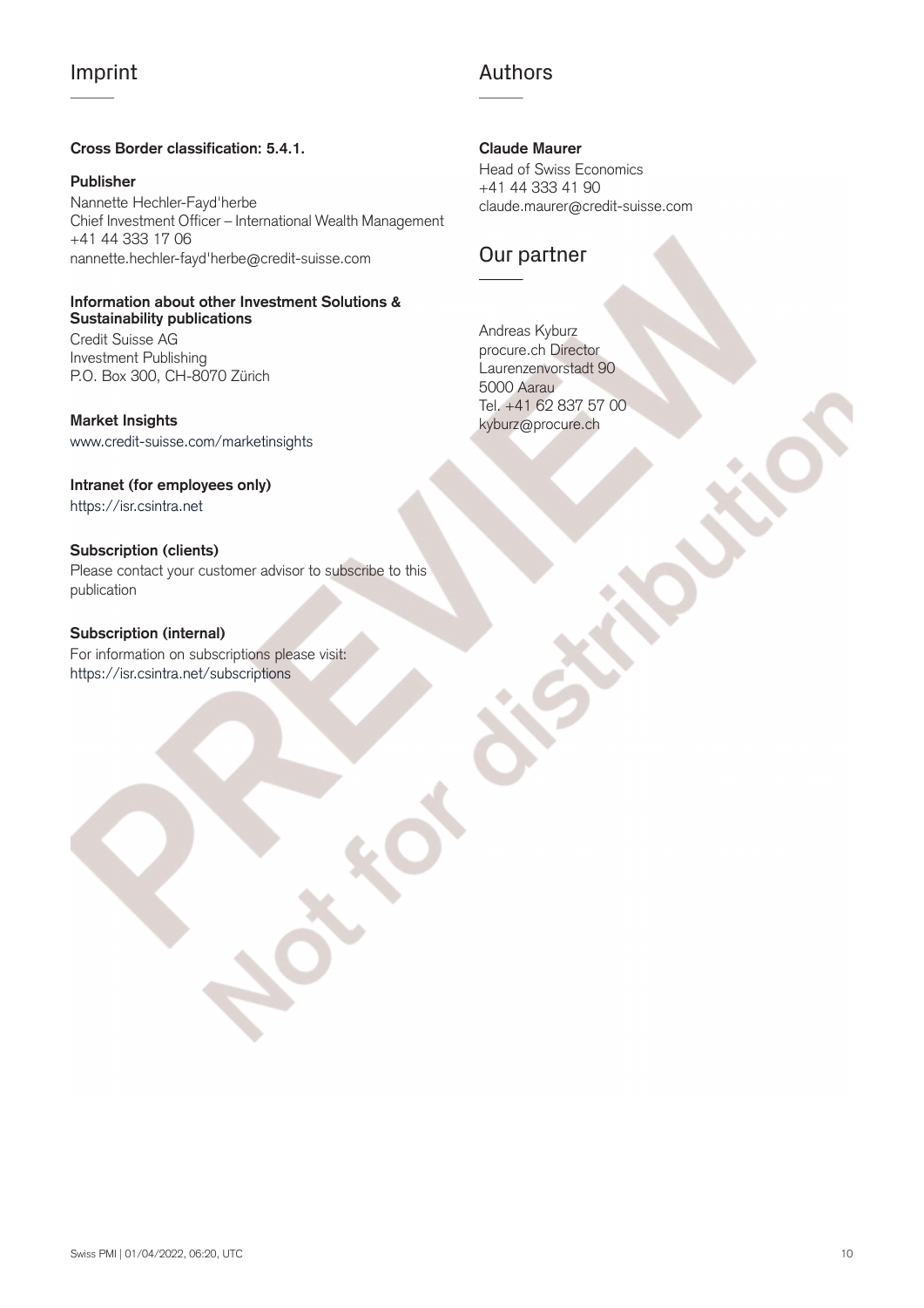## Imprint

**Cross Border classification: 5.4.1.**

**Publisher**
Nannette Hechler-Fayd'herbe
Chief Investment Officer – International Wealth Management
+41 44 333 17 06
nannette.hechler-fayd'herbe@credit-suisse.com

**Information about other Investment Solutions & Sustainability publications**
Credit Suisse AG
Investment Publishing
P.O. Box 300, CH-8070 Zürich

**Market Insights**
www.credit-suisse.com/marketinsights

**Intranet (for employees only)**
https://isr.csintra.net

**Subscription (clients)**
Please contact your customer advisor to subscribe to this publication

**Subscription (internal)**
For information on subscriptions please visit:
https://isr.csintra.net/subscriptions

## Authors

**Claude Maurer**
Head of Swiss Economics
+41 44 333 41 90
claude.maurer@credit-suisse.com

## Our partner

Andreas Kyburz
procure.ch Director
Laurenzenvorstadt 90
5000 Aarau
Tel. +41 62 837 57 00
kyburz@procure.ch